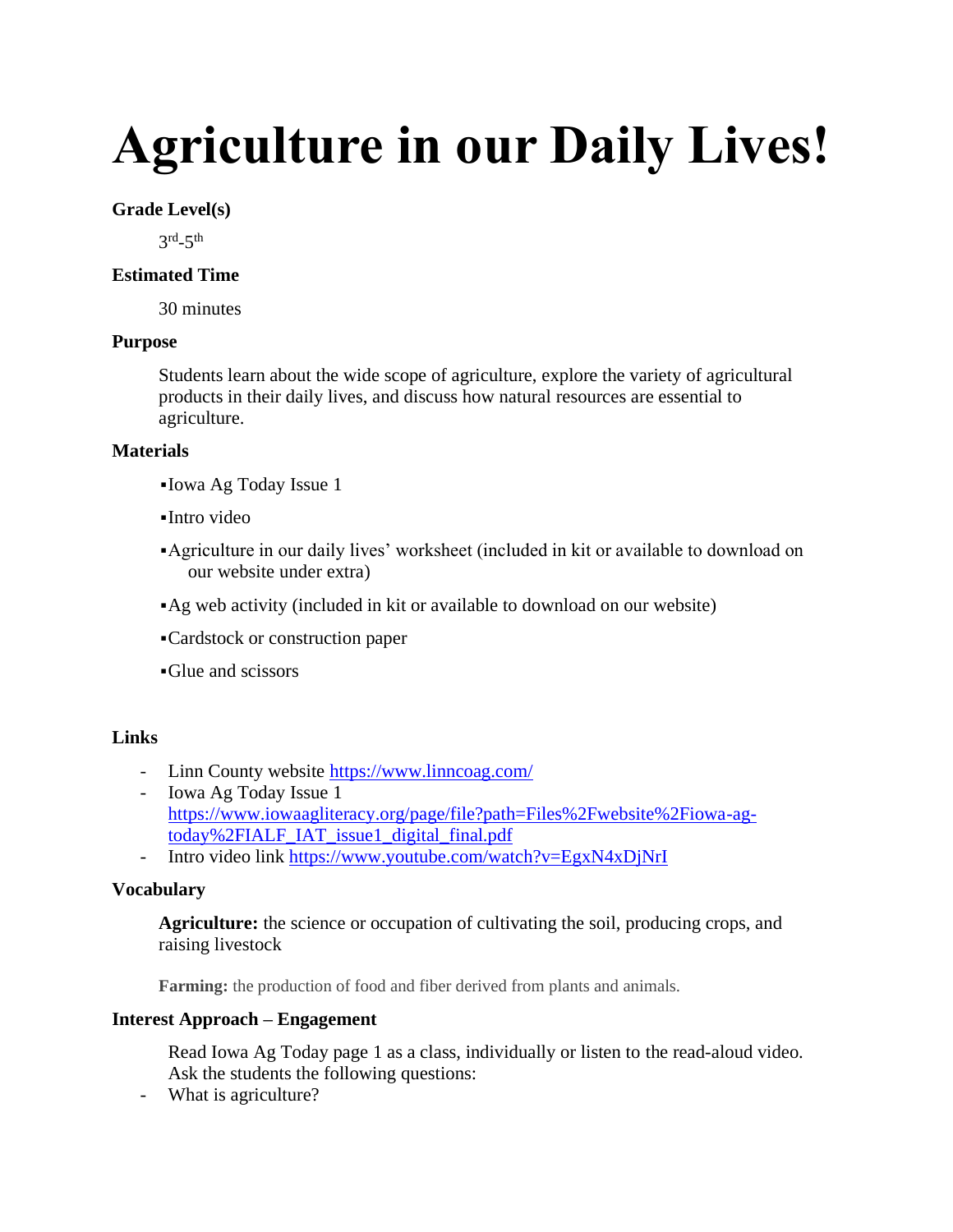# Agriculture in our Daily Lives!

**Grade Level(s)**

3rd-5th

**Estimated Time**

30 minutes

**Purpose**

Students learn about the wide scope of agriculture, explore the variety of agricultural products in their daily lives, and discuss how natural resources are essential to agriculture.

**Materials**

- Iowa Ag Today Issue 1
- Intro video
- Agriculture in our daily lives' worksheet (included in kit or available to download on our website under extra)
- Ag web activity (included in kit or available to download on our website)
- Cardstock or construction paper
- Glue and scissors

**Links**

- Linn County website [https://www.linncoag.com/](https://www.linncoag.com/)
- Iowa Ag Today Issue 1 [https://www.iowaagliteracy.org/page/file?path=Files%2Fwebsite%2Fiowa-ag-today%2FIALF_IAT_issue1_digital_final.pdf](https://www.iowaagliteracy.org/page/file?path=Files%2Fwebsite%2Fiowa-ag-today%2FIALF_IAT_issue1_digital_final.pdf)
- Intro video link [https://www.youtube.com/watch?v=EgxN4xDjNrI](https://www.youtube.com/watch?v=EgxN4xDjNrI)

**Vocabulary**

**Agriculture:** the science or occupation of cultivating the soil, producing crops, and raising livestock

**Farming:** the production of food and fiber derived from plants and animals.

**Interest Approach – Engagement**

Read Iowa Ag Today page 1 as a class, individually or listen to the read-aloud video. Ask the students the following questions:

- What is agriculture?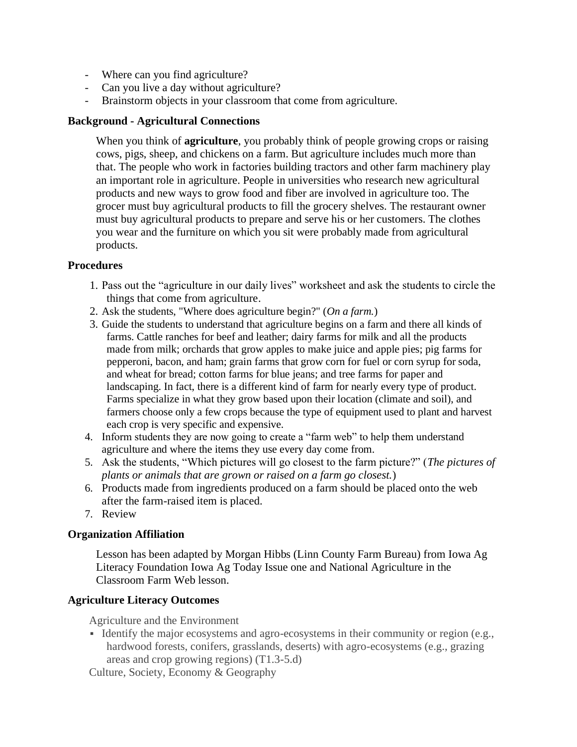- Where can you find agriculture?
- Can you live a day without agriculture?
- Brainstorm objects in your classroom that come from agriculture.

**Background - Agricultural Connections**

When you think of **agriculture**, you probably think of people growing crops or raising cows, pigs, sheep, and chickens on a farm. But agriculture includes much more than that. The people who work in factories building tractors and other farm machinery play an important role in agriculture. People in universities who research new agricultural products and new ways to grow food and fiber are involved in agriculture too. The grocer must buy agricultural products to fill the grocery shelves. The restaurant owner must buy agricultural products to prepare and serve his or her customers. The clothes you wear and the furniture on which you sit were probably made from agricultural products.

**Procedures**

1. Pass out the "agriculture in our daily lives" worksheet and ask the students to circle the things that come from agriculture.
2. Ask the students, "Where does agriculture begin?" (*On a farm.*)
3. Guide the students to understand that agriculture begins on a farm and there all kinds of farms. Cattle ranches for beef and leather; dairy farms for milk and all the products made from milk; orchards that grow apples to make juice and apple pies; pig farms for pepperoni, bacon, and ham; grain farms that grow corn for fuel or corn syrup for soda, and wheat for bread; cotton farms for blue jeans; and tree farms for paper and landscaping. In fact, there is a different kind of farm for nearly every type of product. Farms specialize in what they grow based upon their location (climate and soil), and farmers choose only a few crops because the type of equipment used to plant and harvest each crop is very specific and expensive.
4. Inform students they are now going to create a "farm web" to help them understand agriculture and where the items they use every day come from.
5. Ask the students, "Which pictures will go closest to the farm picture?" (*The pictures of plants or animals that are grown or raised on a farm go closest.*)
6. Products made from ingredients produced on a farm should be placed onto the web after the farm-raised item is placed.
7. Review

**Organization Affiliation**

Lesson has been adapted by Morgan Hibbs (Linn County Farm Bureau) from Iowa Ag Literacy Foundation Iowa Ag Today Issue one and National Agriculture in the Classroom Farm Web lesson.

**Agriculture Literacy Outcomes**

Agriculture and the Environment

- Identify the major ecosystems and agro-ecosystems in their community or region (e.g., hardwood forests, conifers, grasslands, deserts) with agro-ecosystems (e.g., grazing areas and crop growing regions) (T1.3-5.d)

Culture, Society, Economy & Geography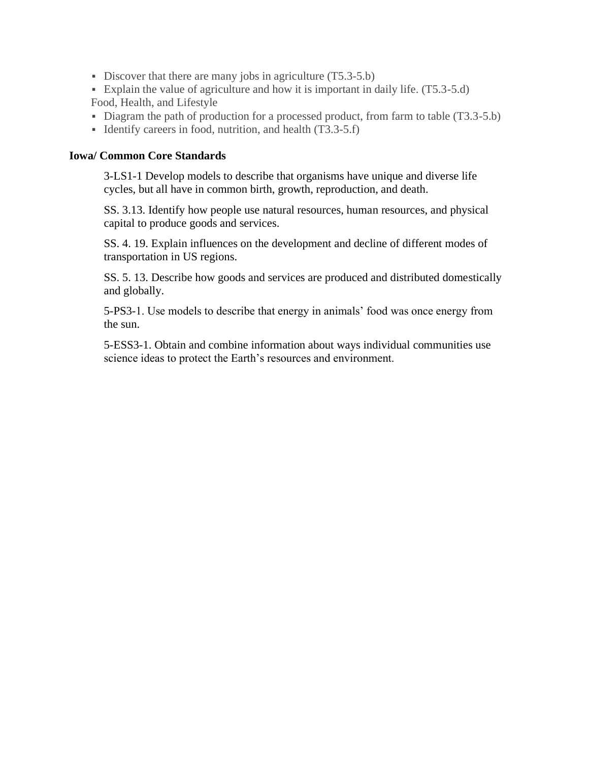- Discover that there are many jobs in agriculture (T5.3-5.b)
- Explain the value of agriculture and how it is important in daily life. (T5.3-5.d)

Food, Health, and Lifestyle

- Diagram the path of production for a processed product, from farm to table (T3.3-5.b)
- Identify careers in food, nutrition, and health (T3.3-5.f)

**Iowa/ Common Core Standards**

3-LS1-1 Develop models to describe that organisms have unique and diverse life cycles, but all have in common birth, growth, reproduction, and death.

SS. 3.13. Identify how people use natural resources, human resources, and physical capital to produce goods and services.

SS. 4. 19. Explain influences on the development and decline of different modes of transportation in US regions.

SS. 5. 13. Describe how goods and services are produced and distributed domestically and globally.

5-PS3-1. Use models to describe that energy in animals' food was once energy from the sun.

5-ESS3-1. Obtain and combine information about ways individual communities use science ideas to protect the Earth's resources and environment.